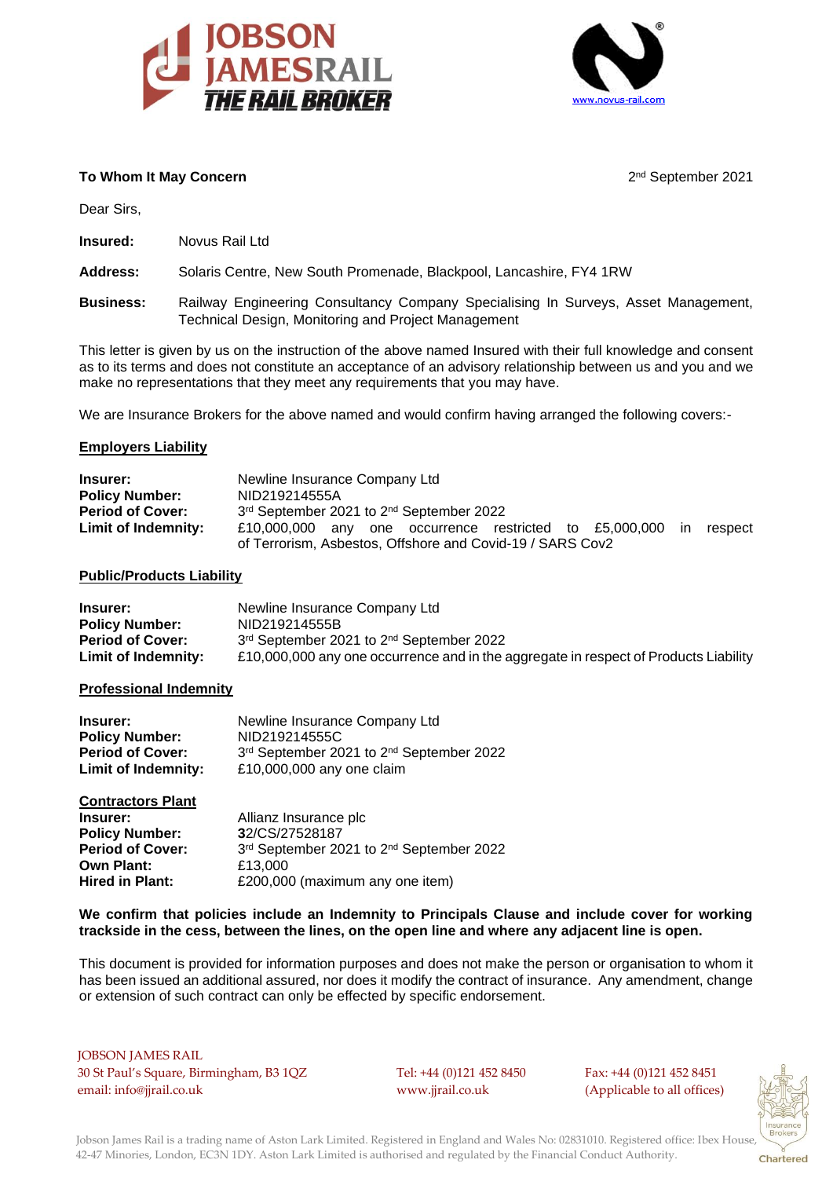**JOBSON JAMESRAIL**
**THE RAIL BROKER**

www.novus-rail.com

**To Whom It May Concern**

2nd September 2021

Dear Sirs,

**Insured:** Novus Rail Ltd

**Address:** Solaris Centre, New South Promenade, Blackpool, Lancashire, FY4 1RW

**Business:** Railway Engineering Consultancy Company Specialising In Surveys, Asset Management, Technical Design, Monitoring and Project Management

This letter is given by us on the instruction of the above named Insured with their full knowledge and consent as to its terms and does not constitute an acceptance of an advisory relationship between us and you and we make no representations that they meet any requirements that you may have.

We are Insurance Brokers for the above named and would confirm having arranged the following covers:-

**<u>Employers Liability</u>**

**Insurer:** Newline Insurance Company Ltd
**Policy Number:** NID219214555A
**Period of Cover:** 3rd September 2021 to 2nd September 2022
**Limit of Indemnity:** £10,000,000 any one occurrence restricted to £5,000,000 in respect of Terrorism, Asbestos, Offshore and Covid-19 / SARS Cov2

**<u>Public/Products Liability</u>**

**Insurer:** Newline Insurance Company Ltd
**Policy Number:** NID219214555B
**Period of Cover:** 3rd September 2021 to 2nd September 2022
**Limit of Indemnity:** £10,000,000 any one occurrence and in the aggregate in respect of Products Liability

**<u>Professional Indemnity</u>**

**Insurer:** Newline Insurance Company Ltd
**Policy Number:** NID219214555C
**Period of Cover:** 3rd September 2021 to 2nd September 2022
**Limit of Indemnity:** £10,000,000 any one claim

**<u>Contractors Plant</u>**

**Insurer:** Allianz Insurance plc
**Policy Number:** 32/CS/27528187
**Period of Cover:** 3rd September 2021 to 2nd September 2022
**Own Plant:** £13,000
**Hired in Plant:** £200,000 (maximum any one item)

**We confirm that policies include an Indemnity to Principals Clause and include cover for working trackside in the cess, between the lines, on the open line and where any adjacent line is open.**

This document is provided for information purposes and does not make the person or organisation to whom it has been issued an additional assured, nor does it modify the contract of insurance. Any amendment, change or extension of such contract can only be effected by specific endorsement.

JOBSON JAMES RAIL
30 St Paul's Square, Birmingham, B3 1QZ
email: info@jjrail.co.uk

Tel: +44 (0)121 452 8450
www.jjrail.co.uk

Fax: +44 (0)121 452 8451
(Applicable to all offices)

Jobson James Rail is a trading name of Aston Lark Limited. Registered in England and Wales No: 02831010. Registered office: Ibex House, 42-47 Minories, London, EC3N 1DY. Aston Lark Limited is authorised and regulated by the Financial Conduct Authority.

Insurance Brokers Chartered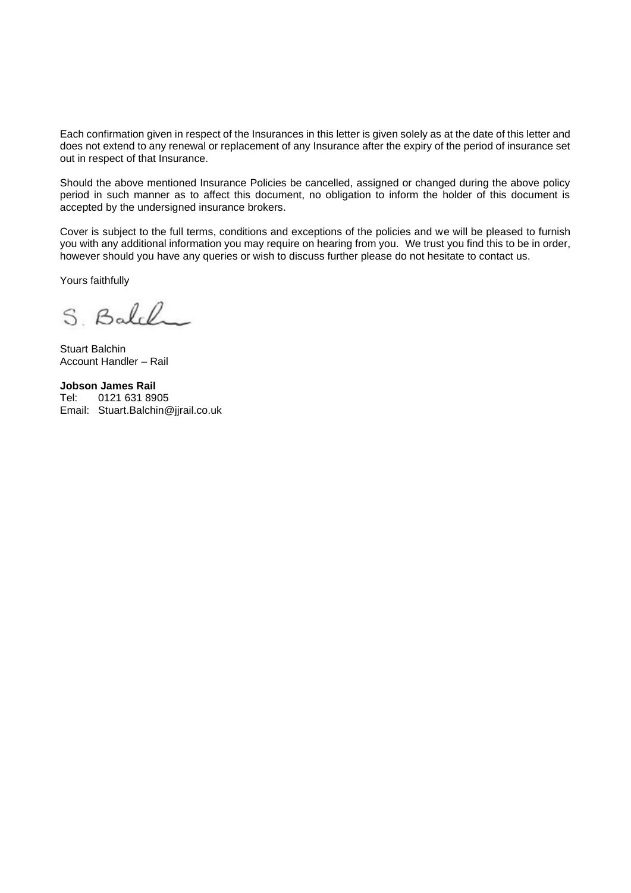Each confirmation given in respect of the Insurances in this letter is given solely as at the date of this letter and does not extend to any renewal or replacement of any Insurance after the expiry of the period of insurance set out in respect of that Insurance.

Should the above mentioned Insurance Policies be cancelled, assigned or changed during the above policy period in such manner as to affect this document, no obligation to inform the holder of this document is accepted by the undersigned insurance brokers.

Cover is subject to the full terms, conditions and exceptions of the policies and we will be pleased to furnish you with any additional information you may require on hearing from you. We trust you find this to be in order, however should you have any queries or wish to discuss further please do not hesitate to contact us.

Yours faithfully

S. Balchin

Stuart Balchin
Account Handler – Rail

**Jobson James Rail**
Tel: 0121 631 8905
Email: Stuart.Balchin@jjrail.co.uk